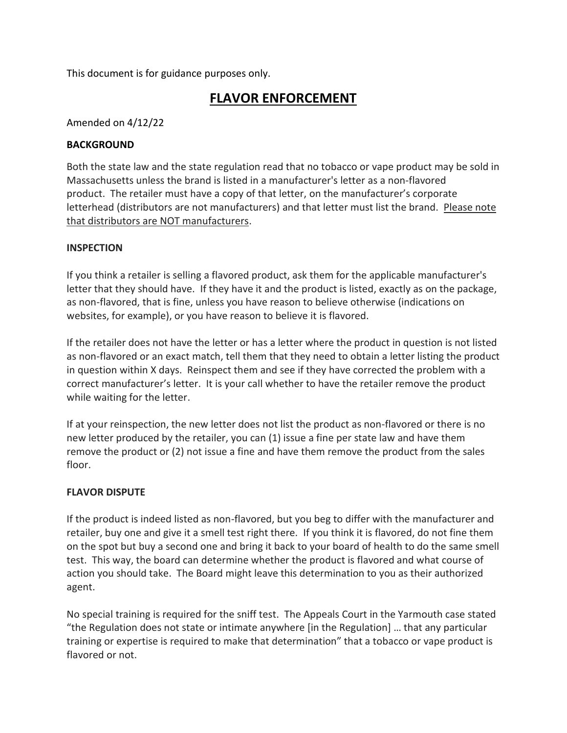This document is for guidance purposes only.

# FLAVOR ENFORCEMENT

Amended on 4/12/22

**BACKGROUND**

Both the state law and the state regulation read that no tobacco or vape product may be sold in Massachusetts unless the brand is listed in a manufacturer's letter as a non-flavored product. The retailer must have a copy of that letter, on the manufacturer's corporate letterhead (distributors are not manufacturers) and that letter must list the brand. <u>Please note that distributors are NOT manufacturers</u>.

**INSPECTION**

If you think a retailer is selling a flavored product, ask them for the applicable manufacturer's letter that they should have. If they have it and the product is listed, exactly as on the package, as non-flavored, that is fine, unless you have reason to believe otherwise (indications on websites, for example), or you have reason to believe it is flavored.

If the retailer does not have the letter or has a letter where the product in question is not listed as non-flavored or an exact match, tell them that they need to obtain a letter listing the product in question within X days. Reinspect them and see if they have corrected the problem with a correct manufacturer's letter. It is your call whether to have the retailer remove the product while waiting for the letter.

If at your reinspection, the new letter does not list the product as non-flavored or there is no new letter produced by the retailer, you can (1) issue a fine per state law and have them remove the product or (2) not issue a fine and have them remove the product from the sales floor.

**FLAVOR DISPUTE**

If the product is indeed listed as non-flavored, but you beg to differ with the manufacturer and retailer, buy one and give it a smell test right there. If you think it is flavored, do not fine them on the spot but buy a second one and bring it back to your board of health to do the same smell test. This way, the board can determine whether the product is flavored and what course of action you should take. The Board might leave this determination to you as their authorized agent.

No special training is required for the sniff test. The Appeals Court in the Yarmouth case stated "the Regulation does not state or intimate anywhere [in the Regulation] … that any particular training or expertise is required to make that determination" that a tobacco or vape product is flavored or not.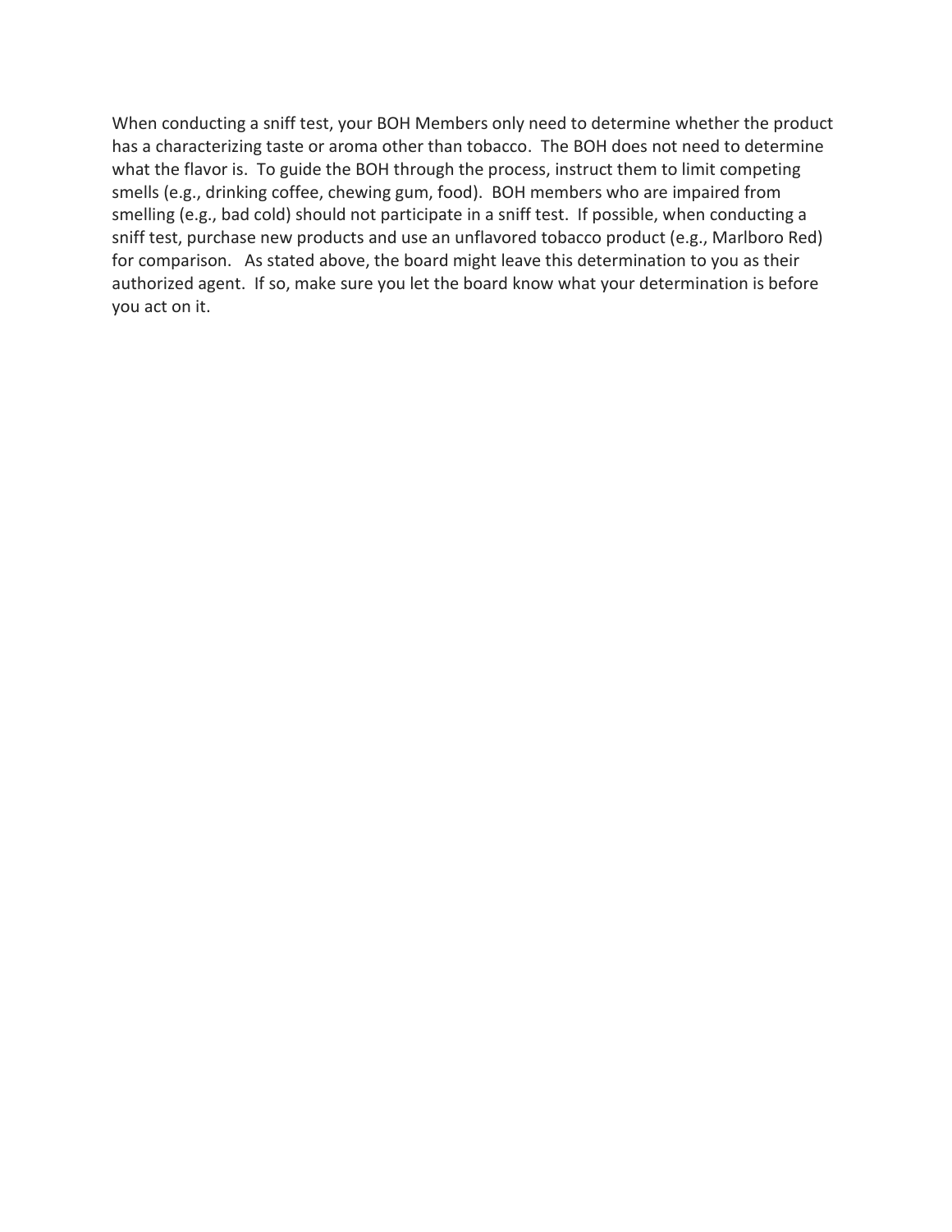When conducting a sniff test, your BOH Members only need to determine whether the product has a characterizing taste or aroma other than tobacco. The BOH does not need to determine what the flavor is. To guide the BOH through the process, instruct them to limit competing smells (e.g., drinking coffee, chewing gum, food). BOH members who are impaired from smelling (e.g., bad cold) should not participate in a sniff test. If possible, when conducting a sniff test, purchase new products and use an unflavored tobacco product (e.g., Marlboro Red) for comparison. As stated above, the board might leave this determination to you as their authorized agent. If so, make sure you let the board know what your determination is before you act on it.